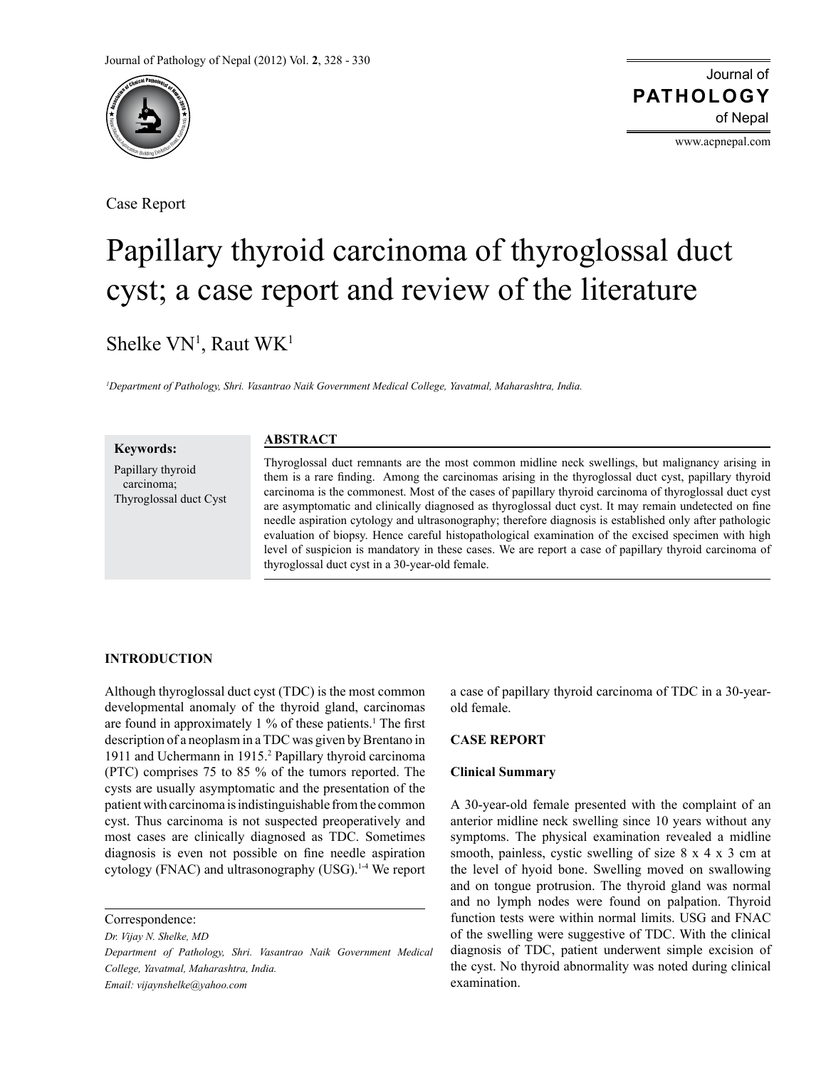Case Report

# Papillary thyroid carcinoma of thyroglossal duct cyst; a case report and review of the literature

Shelke VN[1], Raut WK[1]

*[1]Department of Pathology, Shri. Vasantrao Naik Government Medical College, Yavatmal, Maharashtra, India.*

**Keywords:**

Papillary thyroid carcinoma; Thyroglossal duct Cyst

## ABSTRACT

Thyroglossal duct remnants are the most common midline neck swellings, but malignancy arising in them is a rare finding. Among the carcinomas arising in the thyroglossal duct cyst, papillary thyroid carcinoma is the commonest. Most of the cases of papillary thyroid carcinoma of thyroglossal duct cyst are asymptomatic and clinically diagnosed as thyroglossal duct cyst. It may remain undetected on fine needle aspiration cytology and ultrasonography; therefore diagnosis is established only after pathologic evaluation of biopsy. Hence careful histopathological examination of the excised specimen with high level of suspicion is mandatory in these cases. We are report a case of papillary thyroid carcinoma of thyroglossal duct cyst in a 30-year-old female.

## INTRODUCTION

Although thyroglossal duct cyst (TDC) is the most common developmental anomaly of the thyroid gland, carcinomas are found in approximately 1 % of these patients.[1] The first description of a neoplasm in a TDC was given by Brentano in 1911 and Uchermann in 1915.[2] Papillary thyroid carcinoma (PTC) comprises 75 to 85 % of the tumors reported. The cysts are usually asymptomatic and the presentation of the patient with carcinoma is indistinguishable from the common cyst. Thus carcinoma is not suspected preoperatively and most cases are clinically diagnosed as TDC. Sometimes diagnosis is even not possible on fine needle aspiration cytology (FNAC) and ultrasonography (USG).[1-4] We report a case of papillary thyroid carcinoma of TDC in a 30-year-old female.

## CASE REPORT

### Clinical Summary

A 30-year-old female presented with the complaint of an anterior midline neck swelling since 10 years without any symptoms. The physical examination revealed a midline smooth, painless, cystic swelling of size 8 x 4 x 3 cm at the level of hyoid bone. Swelling moved on swallowing and on tongue protrusion. The thyroid gland was normal and no lymph nodes were found on palpation. Thyroid function tests were within normal limits. USG and FNAC of the swelling were suggestive of TDC. With the clinical diagnosis of TDC, patient underwent simple excision of the cyst. No thyroid abnormality was noted during clinical examination.

Correspondence:

*Dr. Vijay N. Shelke, MD*

*Department of Pathology, Shri. Vasantrao Naik Government Medical College, Yavatmal, Maharashtra, India.*

*Email: vijaynshelke@yahoo.com*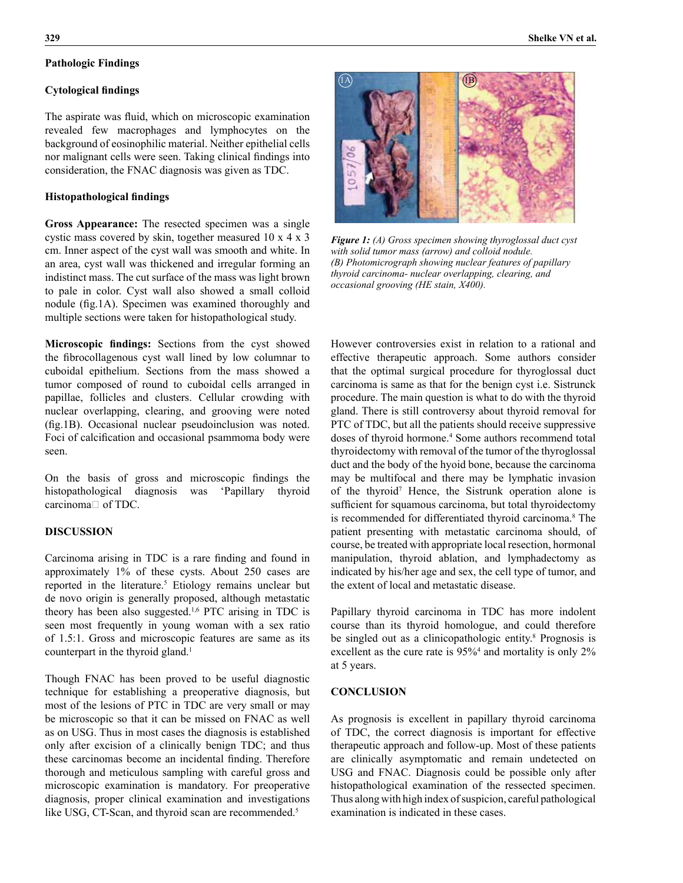**Pathologic Findings**

**Cytological findings**

The aspirate was fluid, which on microscopic examination revealed few macrophages and lymphocytes on the background of eosinophilic material. Neither epithelial cells nor malignant cells were seen. Taking clinical findings into consideration, the FNAC diagnosis was given as TDC.

**Histopathological findings**

**Gross Appearance:** The resected specimen was a single cystic mass covered by skin, together measured 10 x 4 x 3 cm. Inner aspect of the cyst wall was smooth and white. In an area, cyst wall was thickened and irregular forming an indistinct mass. The cut surface of the mass was light brown to pale in color. Cyst wall also showed a small colloid nodule (fig.1A). Specimen was examined thoroughly and multiple sections were taken for histopathological study.

**Microscopic findings:** Sections from the cyst showed the fibrocollagenous cyst wall lined by low columnar to cuboidal epithelium. Sections from the mass showed a tumor composed of round to cuboidal cells arranged in papillae, follicles and clusters. Cellular crowding with nuclear overlapping, clearing, and grooving were noted (fig.1B). Occasional nuclear pseudoinclusion was noted. Foci of calcification and occasional psammoma body were seen.

On the basis of gross and microscopic findings the histopathological diagnosis was 'Papillary thyroid carcinoma' of TDC.

*Figure 1: (A) Gross specimen showing thyroglossal duct cyst with solid tumor mass (arrow) and colloid nodule. (B) Photomicrograph showing nuclear features of papillary thyroid carcinoma- nuclear overlapping, clearing, and occasional grooving (HE stain, X400).*

**DISCUSSION**

Carcinoma arising in TDC is a rare finding and found in approximately 1% of these cysts. About 250 cases are reported in the literature.[5] Etiology remains unclear but de novo origin is generally proposed, although metastatic theory has been also suggested.[1,6] PTC arising in TDC is seen most frequently in young woman with a sex ratio of 1.5:1. Gross and microscopic features are same as its counterpart in the thyroid gland.[1]

Though FNAC has been proved to be useful diagnostic technique for establishing a preoperative diagnosis, but most of the lesions of PTC in TDC are very small or may be microscopic so that it can be missed on FNAC as well as on USG. Thus in most cases the diagnosis is established only after excision of a clinically benign TDC; and thus these carcinomas become an incidental finding. Therefore thorough and meticulous sampling with careful gross and microscopic examination is mandatory. For preoperative diagnosis, proper clinical examination and investigations like USG, CT-Scan, and thyroid scan are recommended.[5]

However controversies exist in relation to a rational and effective therapeutic approach. Some authors consider that the optimal surgical procedure for thyroglossal duct carcinoma is same as that for the benign cyst i.e. Sistrunck procedure. The main question is what to do with the thyroid gland. There is still controversy about thyroid removal for PTC of TDC, but all the patients should receive suppressive doses of thyroid hormone.[4] Some authors recommend total thyroidectomy with removal of the tumor of the thyroglossal duct and the body of the hyoid bone, because the carcinoma may be multifocal and there may be lymphatic invasion of the thyroid[7] Hence, the Sistrunk operation alone is sufficient for squamous carcinoma, but total thyroidectomy is recommended for differentiated thyroid carcinoma.[8] The patient presenting with metastatic carcinoma should, of course, be treated with appropriate local resection, hormonal manipulation, thyroid ablation, and lymphadectomy as indicated by his/her age and sex, the cell type of tumor, and the extent of local and metastatic disease.

Papillary thyroid carcinoma in TDC has more indolent course than its thyroid homologue, and could therefore be singled out as a clinicopathologic entity.[8] Prognosis is excellent as the cure rate is 95%[4] and mortality is only 2% at 5 years.

**CONCLUSION**

As prognosis is excellent in papillary thyroid carcinoma of TDC, the correct diagnosis is important for effective therapeutic approach and follow-up. Most of these patients are clinically asymptomatic and remain undetected on USG and FNAC. Diagnosis could be possible only after histopathological examination of the ressected specimen. Thus along with high index of suspicion, careful pathological examination is indicated in these cases.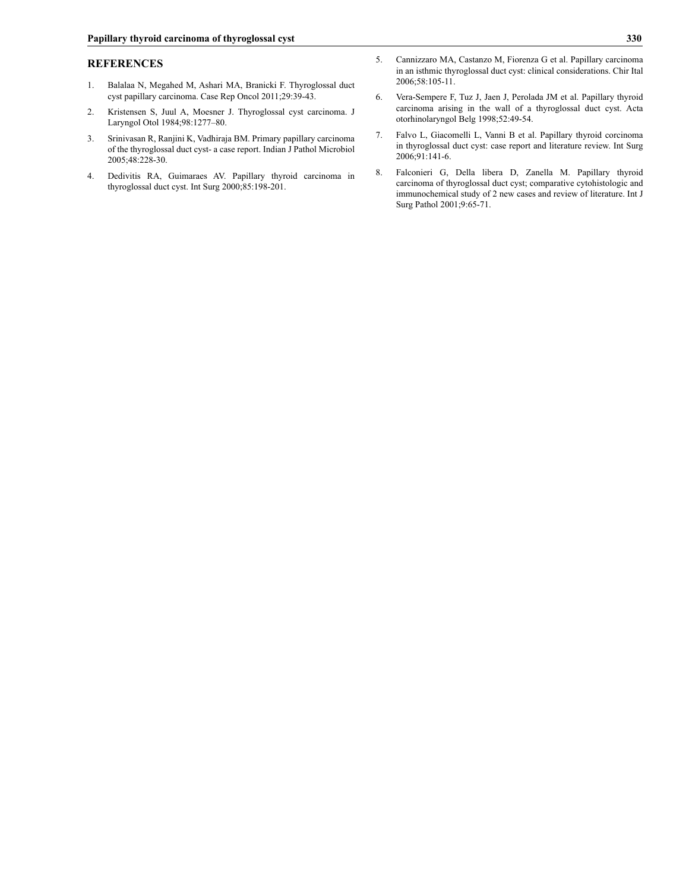## REFERENCES

1. Balalaa N, Megahed M, Ashari MA, Branicki F. Thyroglossal duct cyst papillary carcinoma. Case Rep Oncol 2011;29:39-43.
2. Kristensen S, Juul A, Moesner J. Thyroglossal cyst carcinoma. J Laryngol Otol 1984;98:1277–80.
3. Srinivasan R, Ranjini K, Vadhiraja BM. Primary papillary carcinoma of the thyroglossal duct cyst- a case report. Indian J Pathol Microbiol 2005;48:228-30.
4. Dedivitis RA, Guimaraes AV. Papillary thyroid carcinoma in thyroglossal duct cyst. Int Surg 2000;85:198-201.
5. Cannizzaro MA, Castanzo M, Fiorenza G et al. Papillary carcinoma in an isthmic thyroglossal duct cyst: clinical considerations. Chir Ital 2006;58:105-11.
6. Vera-Sempere F, Tuz J, Jaen J, Perolada JM et al. Papillary thyroid carcinoma arising in the wall of a thyroglossal duct cyst. Acta otorhinolaryngol Belg 1998;52:49-54.
7. Falvo L, Giacomelli L, Vanni B et al. Papillary thyroid corcinoma in thyroglossal duct cyst: case report and literature review. Int Surg 2006;91:141-6.
8. Falconieri G, Della libera D, Zanella M. Papillary thyroid carcinoma of thyroglossal duct cyst; comparative cytohistologic and immunochemical study of 2 new cases and review of literature. Int J Surg Pathol 2001;9:65-71.